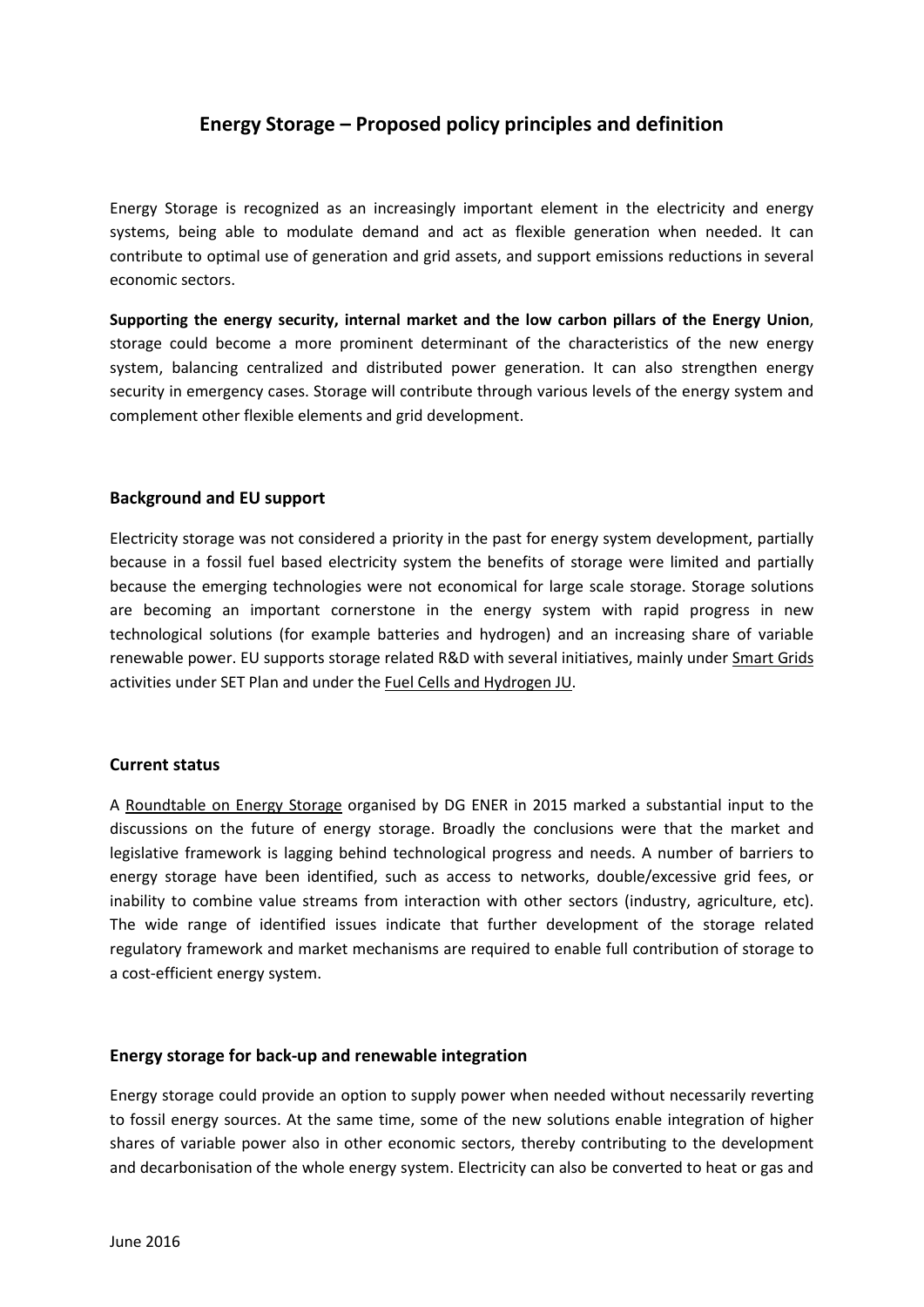# Energy Storage – Proposed policy principles and definition

Energy Storage is recognized as an increasingly important element in the electricity and energy systems, being able to modulate demand and act as flexible generation when needed. It can contribute to optimal use of generation and grid assets, and support emissions reductions in several economic sectors.

**Supporting the energy security, internal market and the low carbon pillars of the Energy Union**, storage could become a more prominent determinant of the characteristics of the new energy system, balancing centralized and distributed power generation. It can also strengthen energy security in emergency cases. Storage will contribute through various levels of the energy system and complement other flexible elements and grid development.

## Background and EU support

Electricity storage was not considered a priority in the past for energy system development, partially because in a fossil fuel based electricity system the benefits of storage were limited and partially because the emerging technologies were not economical for large scale storage. Storage solutions are becoming an important cornerstone in the energy system with rapid progress in new technological solutions (for example batteries and hydrogen) and an increasing share of variable renewable power. EU supports storage related R&D with several initiatives, mainly under Smart Grids activities under SET Plan and under the Fuel Cells and Hydrogen JU.

## Current status

A Roundtable on Energy Storage organised by DG ENER in 2015 marked a substantial input to the discussions on the future of energy storage. Broadly the conclusions were that the market and legislative framework is lagging behind technological progress and needs. A number of barriers to energy storage have been identified, such as access to networks, double/excessive grid fees, or inability to combine value streams from interaction with other sectors (industry, agriculture, etc). The wide range of identified issues indicate that further development of the storage related regulatory framework and market mechanisms are required to enable full contribution of storage to a cost-efficient energy system.

## Energy storage for back-up and renewable integration

Energy storage could provide an option to supply power when needed without necessarily reverting to fossil energy sources. At the same time, some of the new solutions enable integration of higher shares of variable power also in other economic sectors, thereby contributing to the development and decarbonisation of the whole energy system. Electricity can also be converted to heat or gas and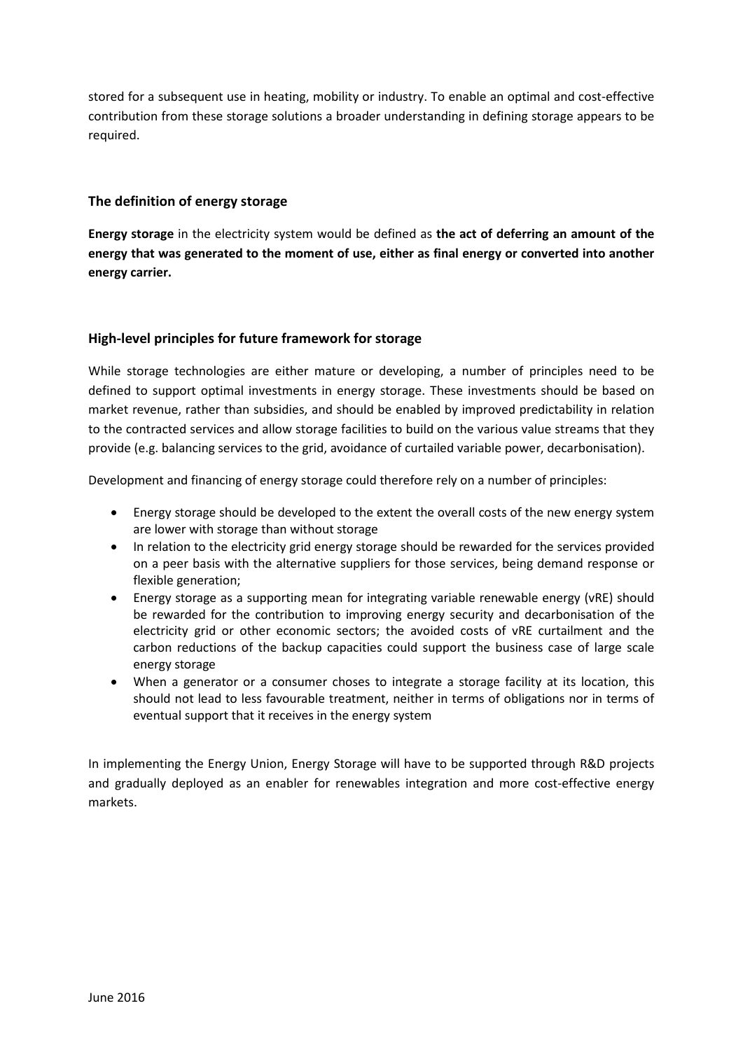stored for a subsequent use in heating, mobility or industry. To enable an optimal and cost-effective contribution from these storage solutions a broader understanding in defining storage appears to be required.

## The definition of energy storage

**Energy storage** in the electricity system would be defined as **the act of deferring an amount of the energy that was generated to the moment of use, either as final energy or converted into another energy carrier.**

## High-level principles for future framework for storage

While storage technologies are either mature or developing, a number of principles need to be defined to support optimal investments in energy storage. These investments should be based on market revenue, rather than subsidies, and should be enabled by improved predictability in relation to the contracted services and allow storage facilities to build on the various value streams that they provide (e.g. balancing services to the grid, avoidance of curtailed variable power, decarbonisation).

Development and financing of energy storage could therefore rely on a number of principles:

- Energy storage should be developed to the extent the overall costs of the new energy system are lower with storage than without storage
- In relation to the electricity grid energy storage should be rewarded for the services provided on a peer basis with the alternative suppliers for those services, being demand response or flexible generation;
- Energy storage as a supporting mean for integrating variable renewable energy (vRE) should be rewarded for the contribution to improving energy security and decarbonisation of the electricity grid or other economic sectors; the avoided costs of vRE curtailment and the carbon reductions of the backup capacities could support the business case of large scale energy storage
- When a generator or a consumer choses to integrate a storage facility at its location, this should not lead to less favourable treatment, neither in terms of obligations nor in terms of eventual support that it receives in the energy system

In implementing the Energy Union, Energy Storage will have to be supported through R&D projects and gradually deployed as an enabler for renewables integration and more cost-effective energy markets.

June 2016